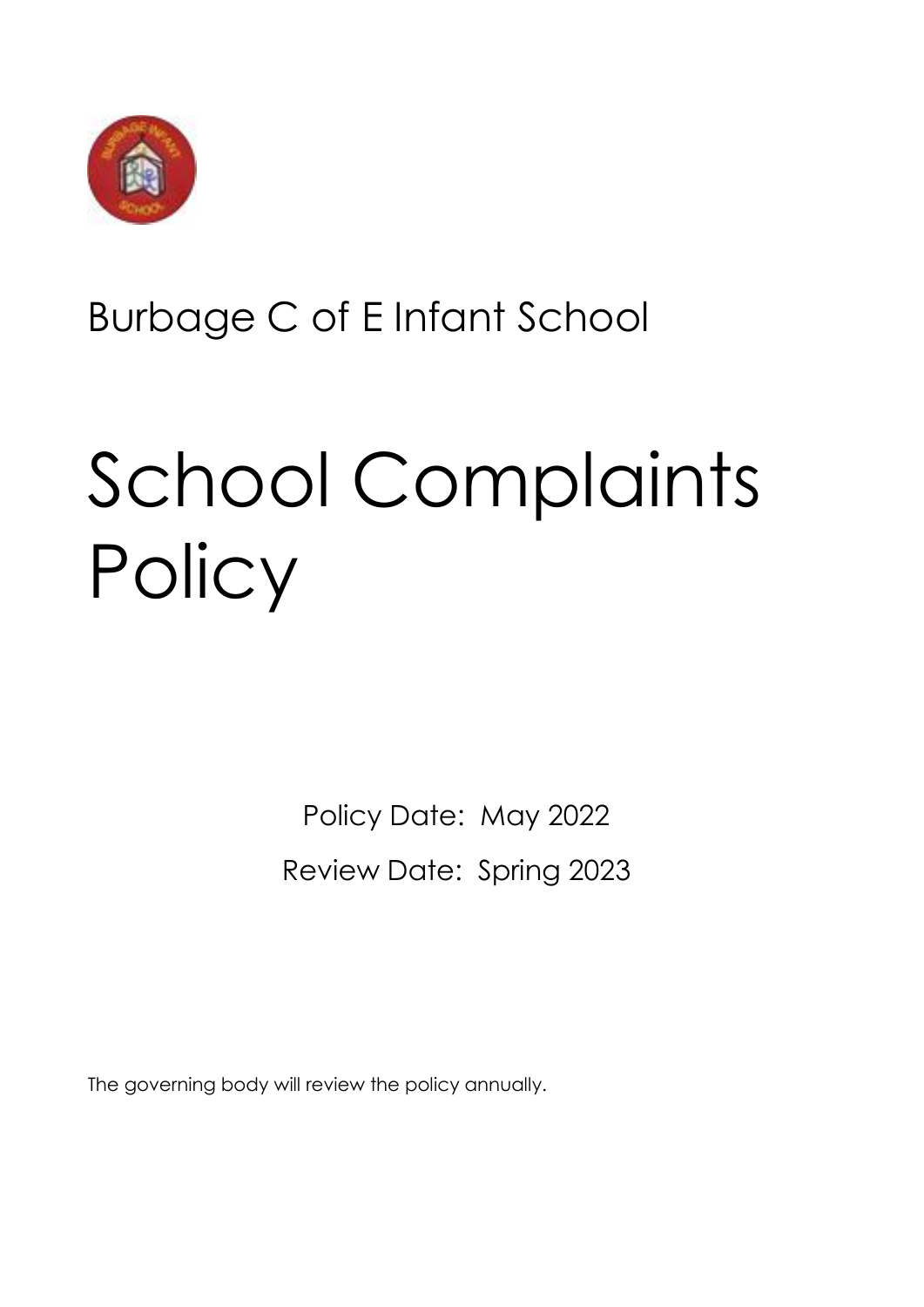Burbage C of E Infant School

# School Complaints Policy

Policy Date: May 2022

Review Date: Spring 2023

The governing body will review the policy annually.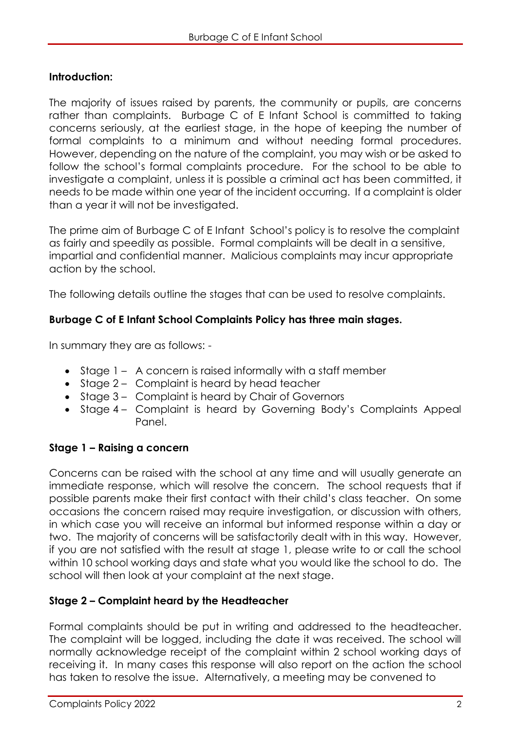**Introduction:**

The majority of issues raised by parents, the community or pupils, are concerns rather than complaints. Burbage C of E Infant School is committed to taking concerns seriously, at the earliest stage, in the hope of keeping the number of formal complaints to a minimum and without needing formal procedures. However, depending on the nature of the complaint, you may wish or be asked to follow the school's formal complaints procedure. For the school to be able to investigate a complaint, unless it is possible a criminal act has been committed, it needs to be made within one year of the incident occurring. If a complaint is older than a year it will not be investigated.

The prime aim of Burbage C of E Infant School's policy is to resolve the complaint as fairly and speedily as possible. Formal complaints will be dealt in a sensitive, impartial and confidential manner. Malicious complaints may incur appropriate action by the school.

The following details outline the stages that can be used to resolve complaints.

**Burbage C of E Infant School Complaints Policy has three main stages.**

In summary they are as follows: -

- Stage 1 – A concern is raised informally with a staff member
- Stage 2 – Complaint is heard by head teacher
- Stage 3 – Complaint is heard by Chair of Governors
- Stage 4 – Complaint is heard by Governing Body's Complaints Appeal Panel.

**Stage 1 – Raising a concern**

Concerns can be raised with the school at any time and will usually generate an immediate response, which will resolve the concern. The school requests that if possible parents make their first contact with their child's class teacher. On some occasions the concern raised may require investigation, or discussion with others, in which case you will receive an informal but informed response within a day or two. The majority of concerns will be satisfactorily dealt with in this way. However, if you are not satisfied with the result at stage 1, please write to or call the school within 10 school working days and state what you would like the school to do. The school will then look at your complaint at the next stage.

**Stage 2 – Complaint heard by the Headteacher**

Formal complaints should be put in writing and addressed to the headteacher. The complaint will be logged, including the date it was received. The school will normally acknowledge receipt of the complaint within 2 school working days of receiving it. In many cases this response will also report on the action the school has taken to resolve the issue. Alternatively, a meeting may be convened to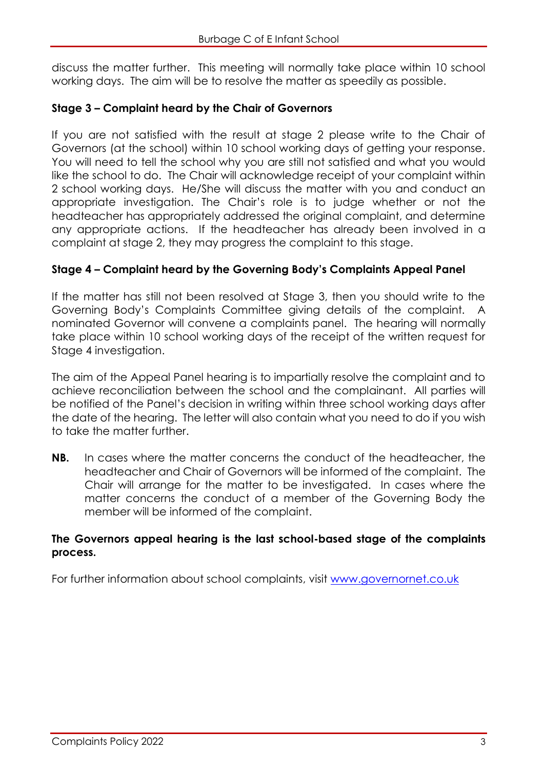discuss the matter further. This meeting will normally take place within 10 school working days. The aim will be to resolve the matter as speedily as possible.

### Stage 3 – Complaint heard by the Chair of Governors

If you are not satisfied with the result at stage 2 please write to the Chair of Governors (at the school) within 10 school working days of getting your response. You will need to tell the school why you are still not satisfied and what you would like the school to do. The Chair will acknowledge receipt of your complaint within 2 school working days. He/She will discuss the matter with you and conduct an appropriate investigation. The Chair's role is to judge whether or not the headteacher has appropriately addressed the original complaint, and determine any appropriate actions. If the headteacher has already been involved in a complaint at stage 2, they may progress the complaint to this stage.

### Stage 4 – Complaint heard by the Governing Body's Complaints Appeal Panel

If the matter has still not been resolved at Stage 3, then you should write to the Governing Body's Complaints Committee giving details of the complaint. A nominated Governor will convene a complaints panel. The hearing will normally take place within 10 school working days of the receipt of the written request for Stage 4 investigation.

The aim of the Appeal Panel hearing is to impartially resolve the complaint and to achieve reconciliation between the school and the complainant. All parties will be notified of the Panel's decision in writing within three school working days after the date of the hearing. The letter will also contain what you need to do if you wish to take the matter further.

**NB.** In cases where the matter concerns the conduct of the headteacher, the headteacher and Chair of Governors will be informed of the complaint. The Chair will arrange for the matter to be investigated. In cases where the matter concerns the conduct of a member of the Governing Body the member will be informed of the complaint.

**The Governors appeal hearing is the last school-based stage of the complaints process.**

For further information about school complaints, visit [www.governornet.co.uk](http://www.governornet.co.uk)